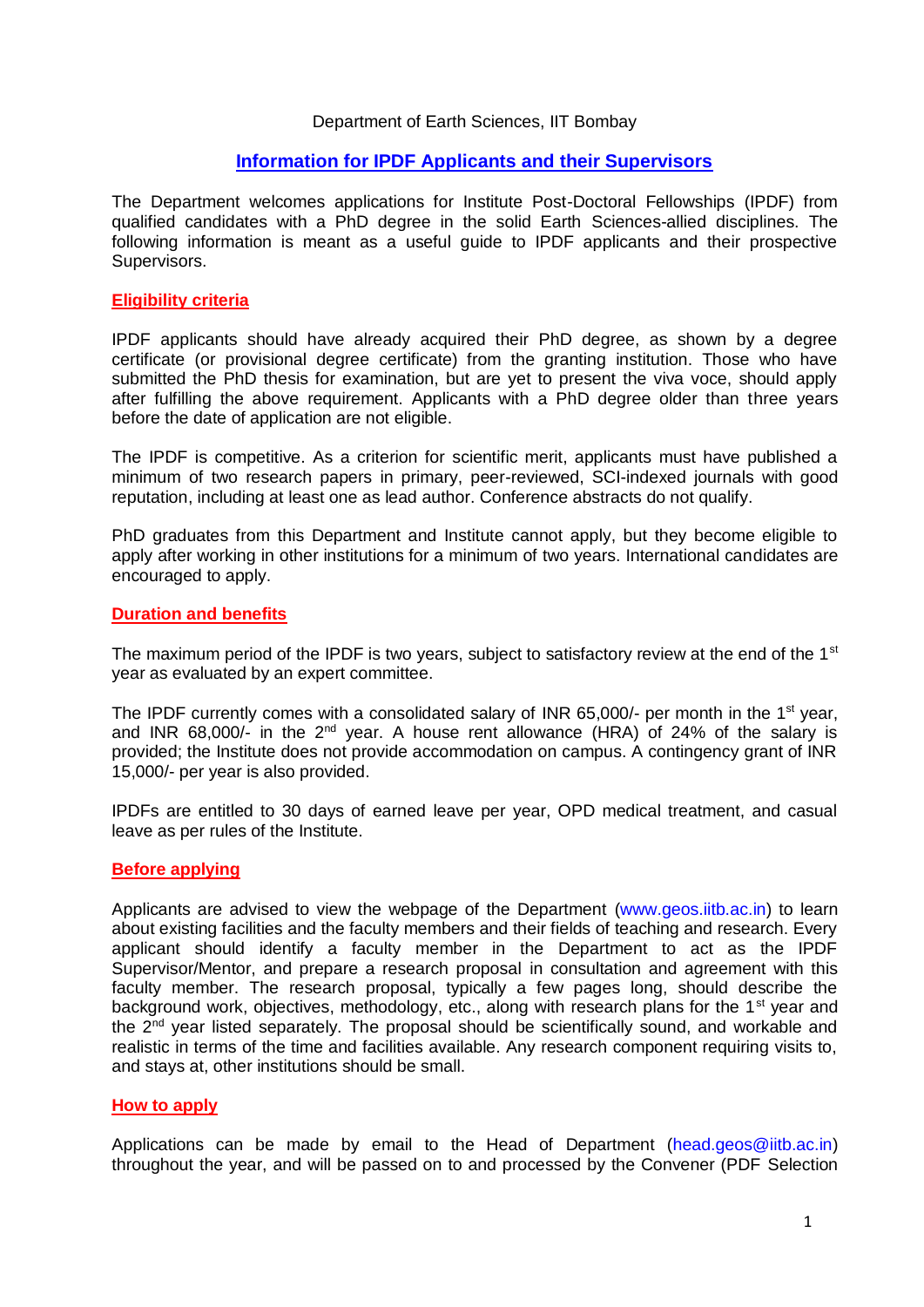Department of Earth Sciences, IIT Bombay

# Information for IPDF Applicants and their Supervisors

The Department welcomes applications for Institute Post-Doctoral Fellowships (IPDF) from qualified candidates with a PhD degree in the solid Earth Sciences-allied disciplines. The following information is meant as a useful guide to IPDF applicants and their prospective Supervisors.

## Eligibility criteria

IPDF applicants should have already acquired their PhD degree, as shown by a degree certificate (or provisional degree certificate) from the granting institution. Those who have submitted the PhD thesis for examination, but are yet to present the viva voce, should apply after fulfilling the above requirement. Applicants with a PhD degree older than three years before the date of application are not eligible.

The IPDF is competitive. As a criterion for scientific merit, applicants must have published a minimum of two research papers in primary, peer-reviewed, SCI-indexed journals with good reputation, including at least one as lead author. Conference abstracts do not qualify.

PhD graduates from this Department and Institute cannot apply, but they become eligible to apply after working in other institutions for a minimum of two years. International candidates are encouraged to apply.

## Duration and benefits

The maximum period of the IPDF is two years, subject to satisfactory review at the end of the 1st year as evaluated by an expert committee.

The IPDF currently comes with a consolidated salary of INR 65,000/- per month in the 1st year, and INR 68,000/- in the 2nd year. A house rent allowance (HRA) of 24% of the salary is provided; the Institute does not provide accommodation on campus. A contingency grant of INR 15,000/- per year is also provided.

IPDFs are entitled to 30 days of earned leave per year, OPD medical treatment, and casual leave as per rules of the Institute.

## Before applying

Applicants are advised to view the webpage of the Department (www.geos.iitb.ac.in) to learn about existing facilities and the faculty members and their fields of teaching and research. Every applicant should identify a faculty member in the Department to act as the IPDF Supervisor/Mentor, and prepare a research proposal in consultation and agreement with this faculty member. The research proposal, typically a few pages long, should describe the background work, objectives, methodology, etc., along with research plans for the 1st year and the 2nd year listed separately. The proposal should be scientifically sound, and workable and realistic in terms of the time and facilities available. Any research component requiring visits to, and stays at, other institutions should be small.

## How to apply

Applications can be made by email to the Head of Department (head.geos@iitb.ac.in) throughout the year, and will be passed on to and processed by the Convener (PDF Selection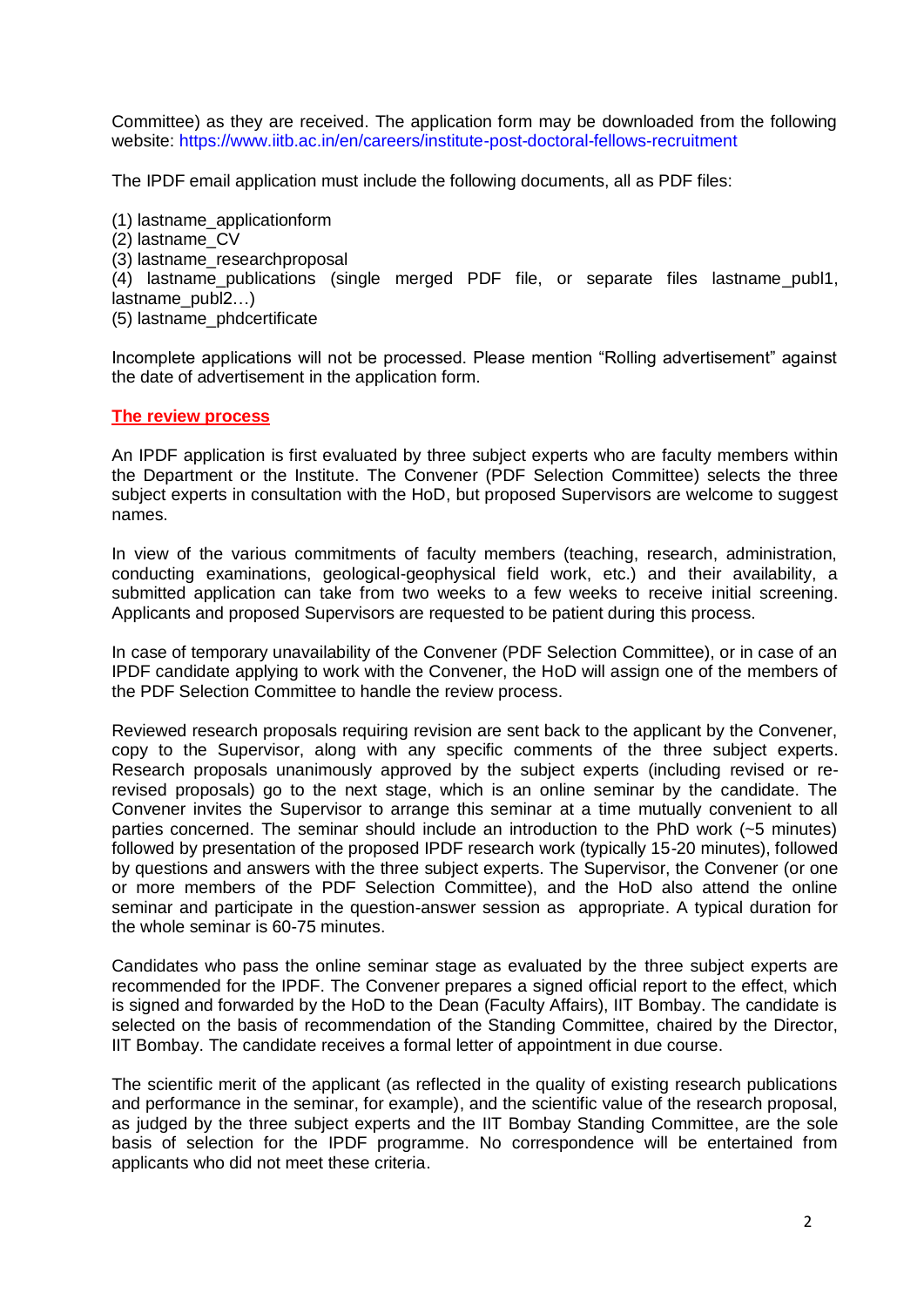Committee) as they are received. The application form may be downloaded from the following website: https://www.iitb.ac.in/en/careers/institute-post-doctoral-fellows-recruitment

The IPDF email application must include the following documents, all as PDF files:

(1) lastname_applicationform
(2) lastname_CV
(3) lastname_researchproposal
(4) lastname_publications (single merged PDF file, or separate files lastname_publ1, lastname_publ2…)
(5) lastname_phdcertificate

Incomplete applications will not be processed. Please mention "Rolling advertisement" against the date of advertisement in the application form.

**The review process**

An IPDF application is first evaluated by three subject experts who are faculty members within the Department or the Institute. The Convener (PDF Selection Committee) selects the three subject experts in consultation with the HoD, but proposed Supervisors are welcome to suggest names.

In view of the various commitments of faculty members (teaching, research, administration, conducting examinations, geological-geophysical field work, etc.) and their availability, a submitted application can take from two weeks to a few weeks to receive initial screening. Applicants and proposed Supervisors are requested to be patient during this process.

In case of temporary unavailability of the Convener (PDF Selection Committee), or in case of an IPDF candidate applying to work with the Convener, the HoD will assign one of the members of the PDF Selection Committee to handle the review process.

Reviewed research proposals requiring revision are sent back to the applicant by the Convener, copy to the Supervisor, along with any specific comments of the three subject experts. Research proposals unanimously approved by the subject experts (including revised or re-revised proposals) go to the next stage, which is an online seminar by the candidate. The Convener invites the Supervisor to arrange this seminar at a time mutually convenient to all parties concerned. The seminar should include an introduction to the PhD work (~5 minutes) followed by presentation of the proposed IPDF research work (typically 15-20 minutes), followed by questions and answers with the three subject experts. The Supervisor, the Convener (or one or more members of the PDF Selection Committee), and the HoD also attend the online seminar and participate in the question-answer session as appropriate. A typical duration for the whole seminar is 60-75 minutes.

Candidates who pass the online seminar stage as evaluated by the three subject experts are recommended for the IPDF. The Convener prepares a signed official report to the effect, which is signed and forwarded by the HoD to the Dean (Faculty Affairs), IIT Bombay. The candidate is selected on the basis of recommendation of the Standing Committee, chaired by the Director, IIT Bombay. The candidate receives a formal letter of appointment in due course.

The scientific merit of the applicant (as reflected in the quality of existing research publications and performance in the seminar, for example), and the scientific value of the research proposal, as judged by the three subject experts and the IIT Bombay Standing Committee, are the sole basis of selection for the IPDF programme. No correspondence will be entertained from applicants who did not meet these criteria.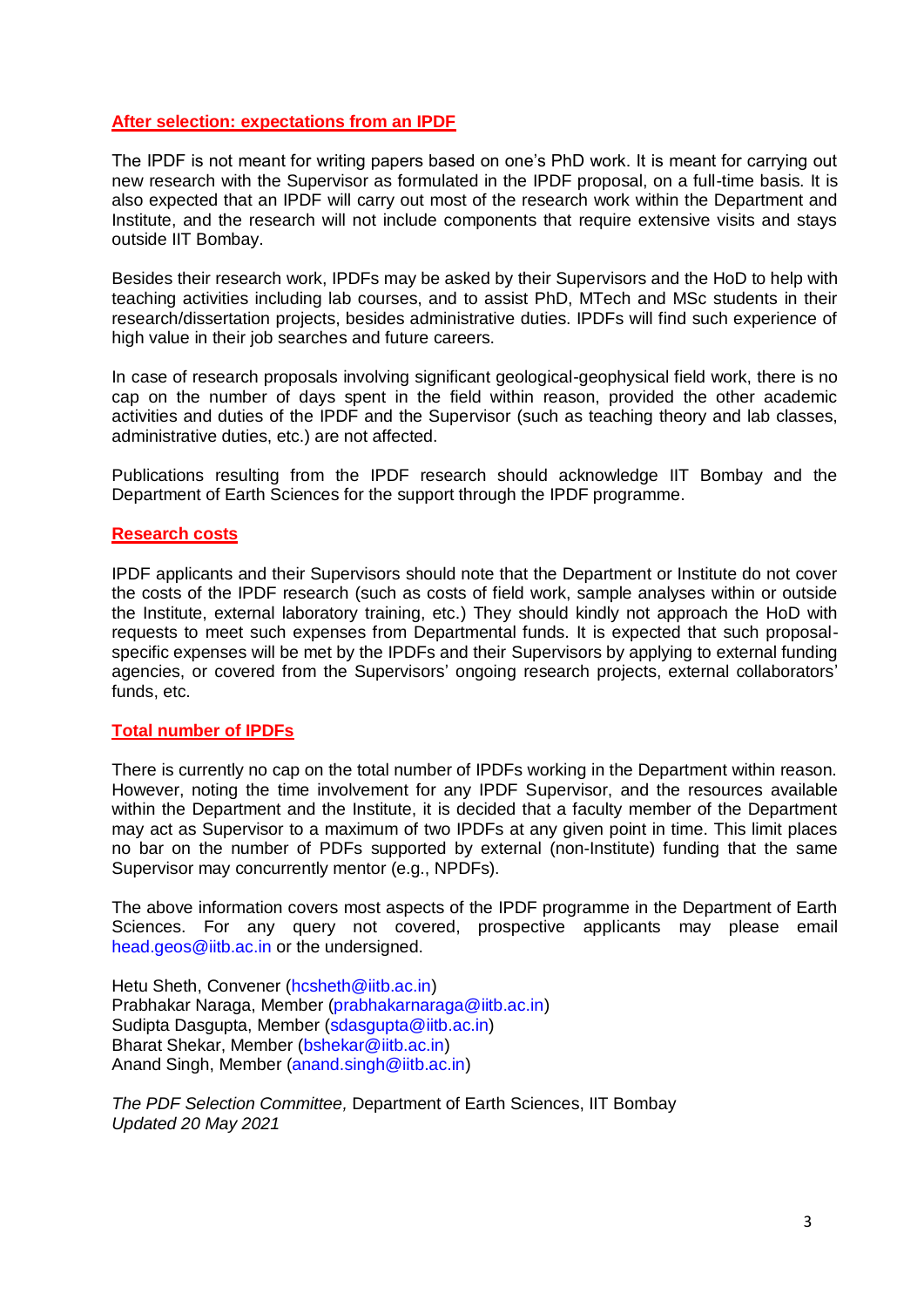## After selection: expectations from an IPDF

The IPDF is not meant for writing papers based on one's PhD work. It is meant for carrying out new research with the Supervisor as formulated in the IPDF proposal, on a full-time basis. It is also expected that an IPDF will carry out most of the research work within the Department and Institute, and the research will not include components that require extensive visits and stays outside IIT Bombay.

Besides their research work, IPDFs may be asked by their Supervisors and the HoD to help with teaching activities including lab courses, and to assist PhD, MTech and MSc students in their research/dissertation projects, besides administrative duties. IPDFs will find such experience of high value in their job searches and future careers.

In case of research proposals involving significant geological-geophysical field work, there is no cap on the number of days spent in the field within reason, provided the other academic activities and duties of the IPDF and the Supervisor (such as teaching theory and lab classes, administrative duties, etc.) are not affected.

Publications resulting from the IPDF research should acknowledge IIT Bombay and the Department of Earth Sciences for the support through the IPDF programme.

## Research costs

IPDF applicants and their Supervisors should note that the Department or Institute do not cover the costs of the IPDF research (such as costs of field work, sample analyses within or outside the Institute, external laboratory training, etc.) They should kindly not approach the HoD with requests to meet such expenses from Departmental funds. It is expected that such proposal-specific expenses will be met by the IPDFs and their Supervisors by applying to external funding agencies, or covered from the Supervisors' ongoing research projects, external collaborators' funds, etc.

## Total number of IPDFs

There is currently no cap on the total number of IPDFs working in the Department within reason. However, noting the time involvement for any IPDF Supervisor, and the resources available within the Department and the Institute, it is decided that a faculty member of the Department may act as Supervisor to a maximum of two IPDFs at any given point in time. This limit places no bar on the number of PDFs supported by external (non-Institute) funding that the same Supervisor may concurrently mentor (e.g., NPDFs).

The above information covers most aspects of the IPDF programme in the Department of Earth Sciences. For any query not covered, prospective applicants may please email head.geos@iitb.ac.in or the undersigned.

Hetu Sheth, Convener (hcsheth@iitb.ac.in)
Prabhakar Naraga, Member (prabhakarnaraga@iitb.ac.in)
Sudipta Dasgupta, Member (sdasgupta@iitb.ac.in)
Bharat Shekar, Member (bshekar@iitb.ac.in)
Anand Singh, Member (anand.singh@iitb.ac.in)

*The PDF Selection Committee,* Department of Earth Sciences, IIT Bombay
*Updated 20 May 2021*